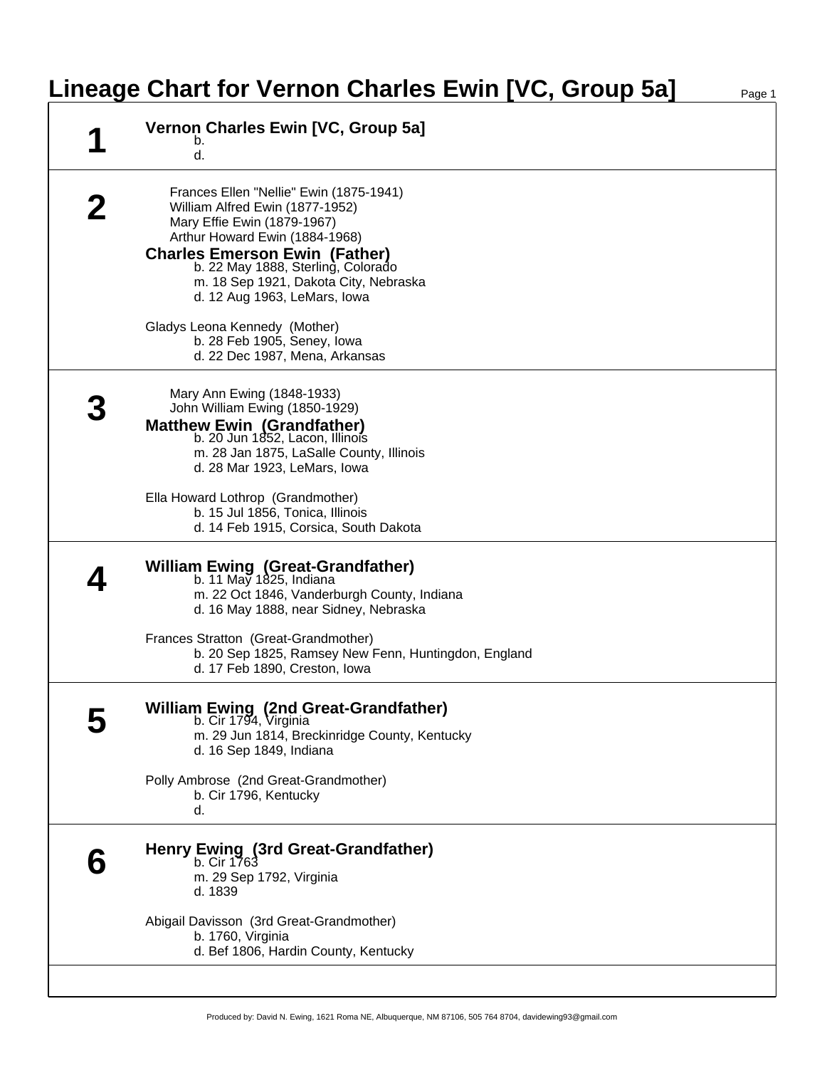# Lineage Chart for Vernon Charles Ewin [VC, Group 5a]

## 1

**Vernon Charles Ewin [VC, Group 5a]**
b.
d.

## 2

Frances Ellen "Nellie" Ewin (1875-1941)
William Alfred Ewin (1877-1952)
Mary Effie Ewin (1879-1967)
Arthur Howard Ewin (1884-1968)

**Charles Emerson Ewin (Father)**
b. 22 May 1888, Sterling, Colorado
m. 18 Sep 1921, Dakota City, Nebraska
d. 12 Aug 1963, LeMars, Iowa

Gladys Leona Kennedy (Mother)
b. 28 Feb 1905, Seney, Iowa
d. 22 Dec 1987, Mena, Arkansas

## 3

Mary Ann Ewing (1848-1933)
John William Ewing (1850-1929)

**Matthew Ewin (Grandfather)**
b. 20 Jun 1852, Lacon, Illinois
m. 28 Jan 1875, LaSalle County, Illinois
d. 28 Mar 1923, LeMars, Iowa

Ella Howard Lothrop (Grandmother)
b. 15 Jul 1856, Tonica, Illinois
d. 14 Feb 1915, Corsica, South Dakota

## 4

**William Ewing (Great-Grandfather)**
b. 11 May 1825, Indiana
m. 22 Oct 1846, Vanderburgh County, Indiana
d. 16 May 1888, near Sidney, Nebraska

Frances Stratton (Great-Grandmother)
b. 20 Sep 1825, Ramsey New Fenn, Huntingdon, England
d. 17 Feb 1890, Creston, Iowa

## 5

**William Ewing (2nd Great-Grandfather)**
b. Cir 1794, Virginia
m. 29 Jun 1814, Breckinridge County, Kentucky
d. 16 Sep 1849, Indiana

Polly Ambrose (2nd Great-Grandmother)
b. Cir 1796, Kentucky
d.

## 6

**Henry Ewing (3rd Great-Grandfather)**
b. Cir 1763
m. 29 Sep 1792, Virginia
d. 1839

Abigail Davisson (3rd Great-Grandmother)
b. 1760, Virginia
d. Bef 1806, Hardin County, Kentucky

Produced by: David N. Ewing, 1621 Roma NE, Albuquerque, NM 87106, 505 764 8704, davidewing93@gmail.com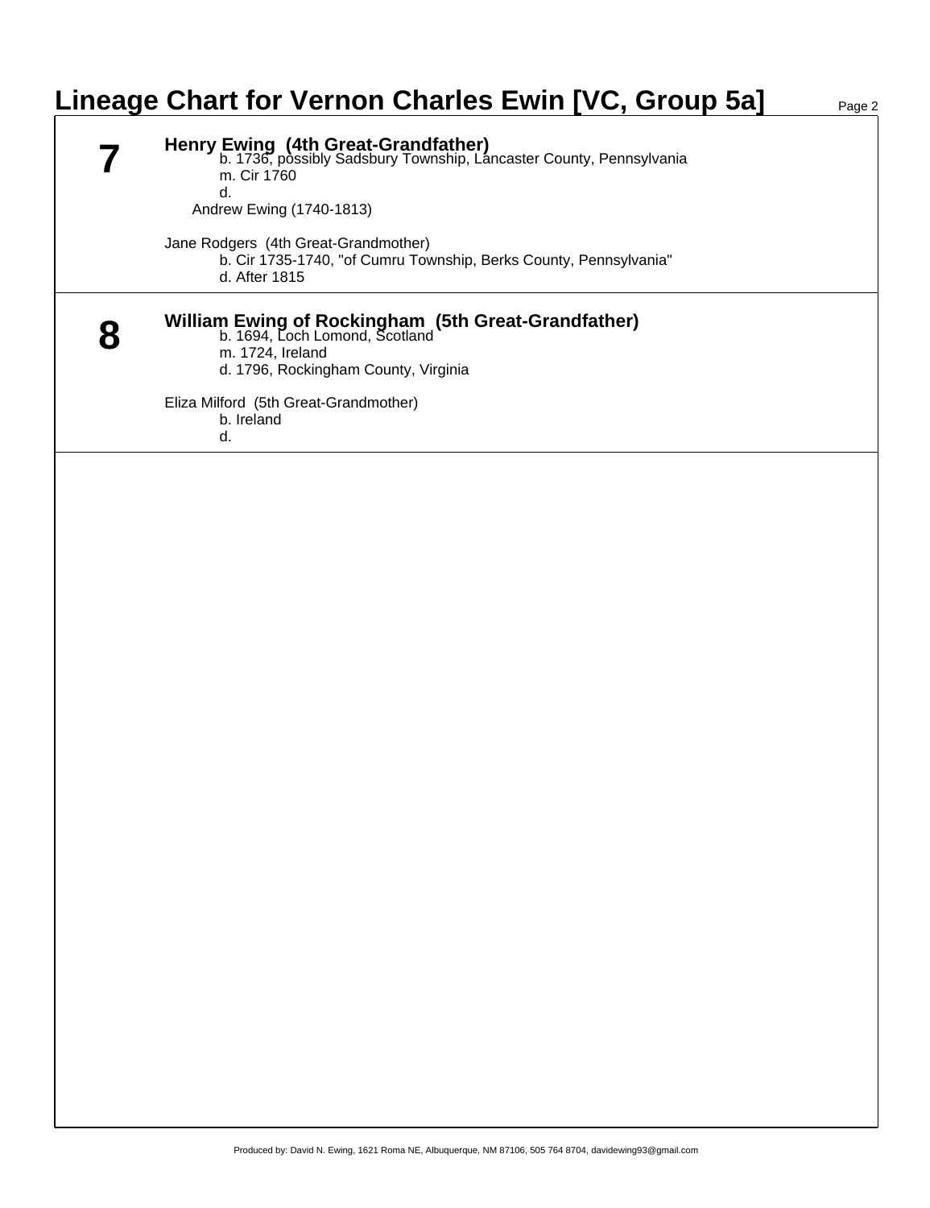# Lineage Chart for Vernon Charles Ewin [VC, Group 5a]

## 7

**Henry Ewing (4th Great-Grandfather)**
b. 1736, possibly Sadsbury Township, Lancaster County, Pennsylvania
m. Cir 1760
d.
Andrew Ewing (1740-1813)

Jane Rodgers (4th Great-Grandmother)
b. Cir 1735-1740, "of Cumru Township, Berks County, Pennsylvania"
d. After 1815

## 8

**William Ewing of Rockingham (5th Great-Grandfather)**
b. 1694, Loch Lomond, Scotland
m. 1724, Ireland
d. 1796, Rockingham County, Virginia

Eliza Milford (5th Great-Grandmother)
b. Ireland
d.

Produced by: David N. Ewing, 1621 Roma NE, Albuquerque, NM 87106, 505 764 8704, davidewing93@gmail.com